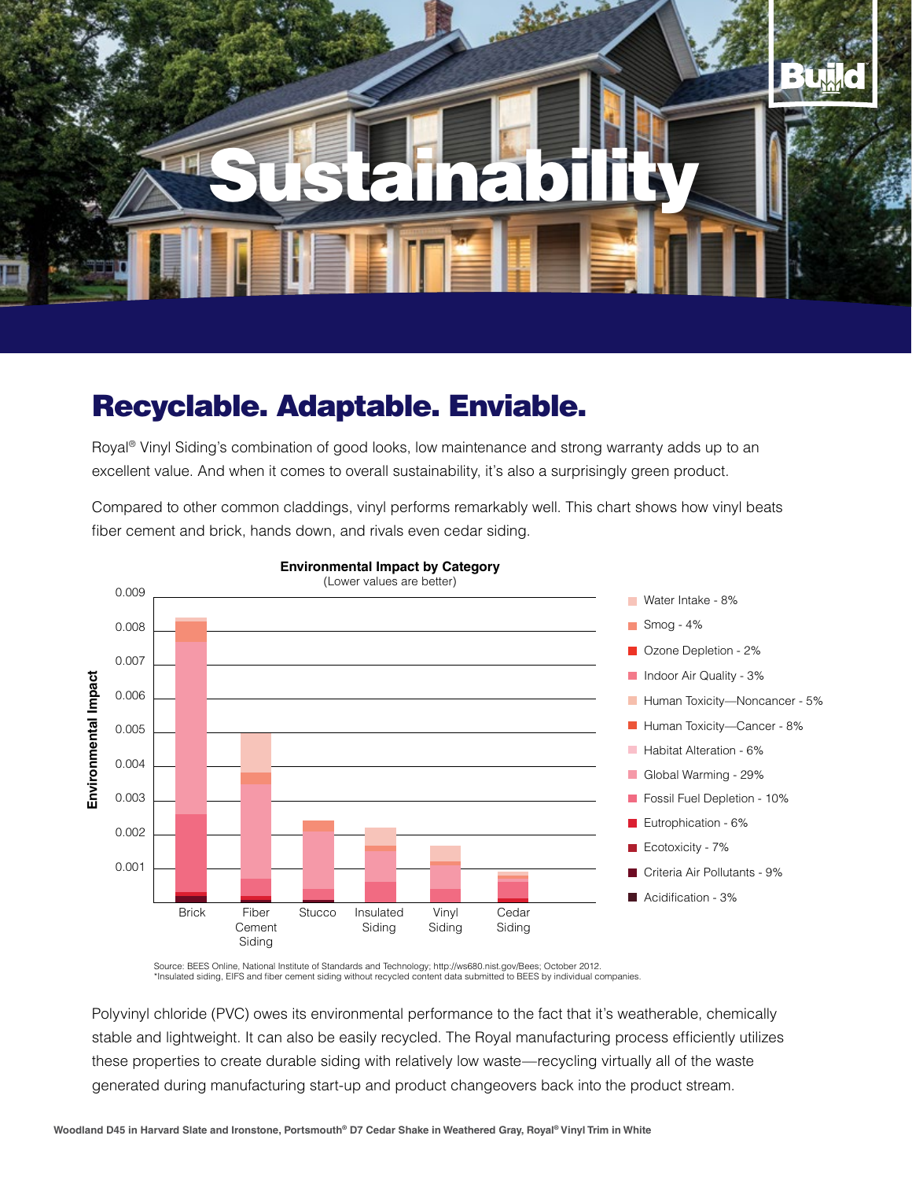# Sustainability

## Recyclable. Adaptable. Enviable.

Royal® Vinyl Siding's combination of good looks, low maintenance and strong warranty adds up to an excellent value. And when it comes to overall sustainability, it's also a surprisingly green product.

Compared to other common claddings, vinyl performs remarkably well. This chart shows how vinyl beats fiber cement and brick, hands down, and rivals even cedar siding.

**Environmental Impact by Category**
(Lower values are better)

Legend:
- Water Intake - 8%
- Smog - 4%
- Ozone Depletion - 2%
- Indoor Air Quality - 3%
- Human Toxicity—Noncancer - 5%
- Human Toxicity—Cancer - 8%
- Habitat Alteration - 6%
- Global Warming - 29%
- Fossil Fuel Depletion - 10%
- Eutrophication - 6%
- Ecotoxicity - 7%
- Criteria Air Pollutants - 9%
- Acidification - 3%

Source: BEES Online, National Institute of Standards and Technology; http://ws680.nist.gov/Bees; October 2012.
*Insulated siding, EIFS and fiber cement siding without recycled content data submitted to BEES by individual companies.

Polyvinyl chloride (PVC) owes its environmental performance to the fact that it's weatherable, chemically stable and lightweight. It can also be easily recycled. The Royal manufacturing process efficiently utilizes these properties to create durable siding with relatively low waste—recycling virtually all of the waste generated during manufacturing start-up and product changeovers back into the product stream.

**Woodland D45 in Harvard Slate and Ironstone, Portsmouth® D7 Cedar Shake in Weathered Gray, Royal® Vinyl Trim in White**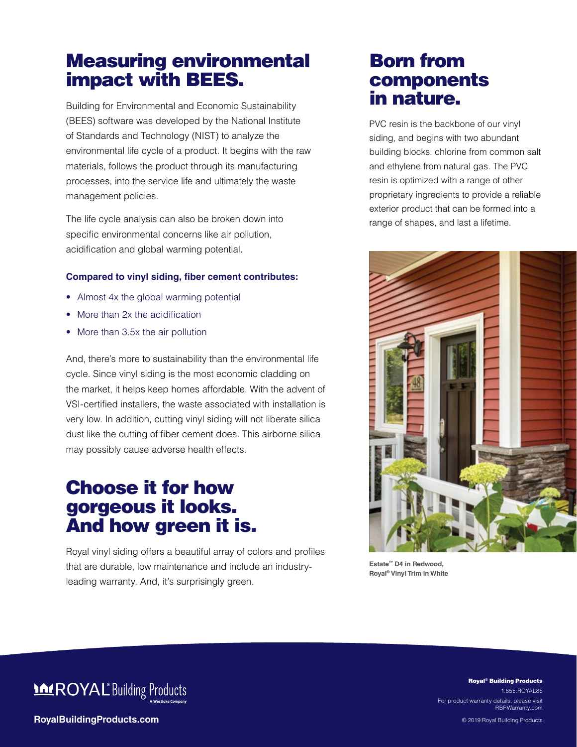# Measuring environmental impact with BEES.

Building for Environmental and Economic Sustainability (BEES) software was developed by the National Institute of Standards and Technology (NIST) to analyze the environmental life cycle of a product. It begins with the raw materials, follows the product through its manufacturing processes, into the service life and ultimately the waste management policies.

The life cycle analysis can also be broken down into specific environmental concerns like air pollution, acidification and global warming potential.

**Compared to vinyl siding, fiber cement contributes:**

- Almost 4x the global warming potential
- More than 2x the acidification
- More than 3.5x the air pollution

And, there's more to sustainability than the environmental life cycle. Since vinyl siding is the most economic cladding on the market, it helps keep homes affordable. With the advent of VSI-certified installers, the waste associated with installation is very low. In addition, cutting vinyl siding will not liberate silica dust like the cutting of fiber cement does. This airborne silica may possibly cause adverse health effects.

# Choose it for how gorgeous it looks. And how green it is.

Royal vinyl siding offers a beautiful array of colors and profiles that are durable, low maintenance and include an industry-leading warranty. And, it's surprisingly green.

# Born from components in nature.

PVC resin is the backbone of our vinyl siding, and begins with two abundant building blocks: chlorine from common salt and ethylene from natural gas. The PVC resin is optimized with a range of other proprietary ingredients to provide a reliable exterior product that can be formed into a range of shapes, and last a lifetime.

**Estate™ D4 in Redwood, Royal® Vinyl Trim in White**

ROYAL® Building Products
A Westlake Company

**RoyalBuildingProducts.com**

**Royal® Building Products**
1.855.ROYAL85
For product warranty details, please visit RBPWarranty.com

© 2019 Royal Building Products